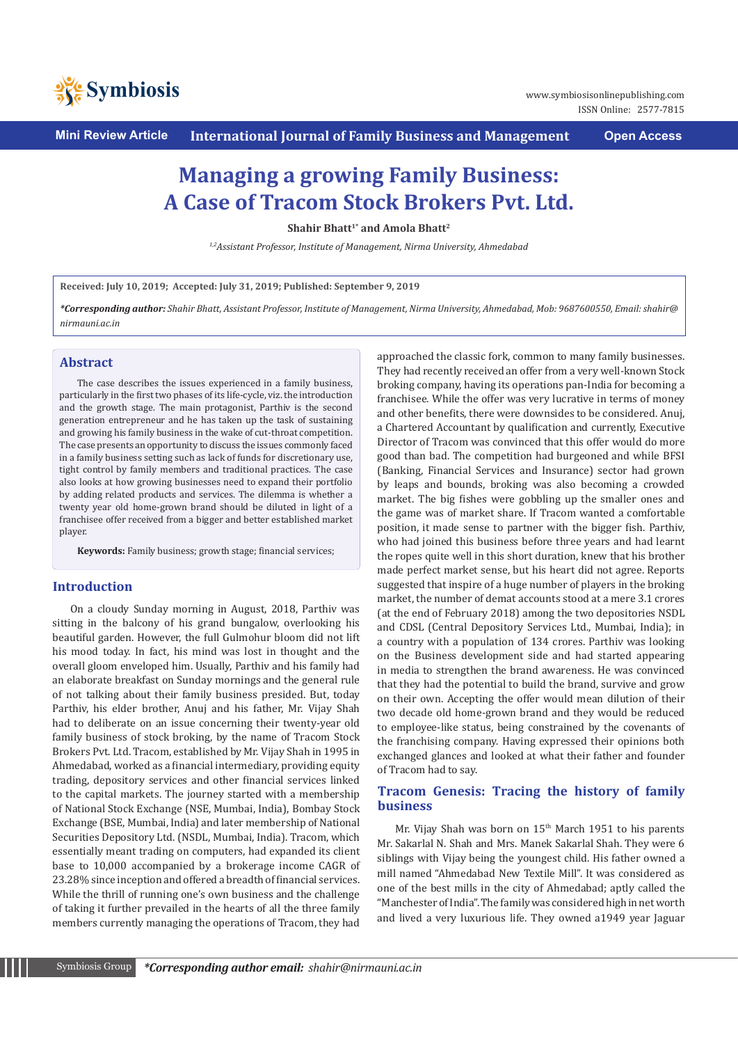Mini Review Article | International Journal of Family Business and Management | Open Access

# Managing a growing Family Business: A Case of Tracom Stock Brokers Pvt. Ltd.

**Shahir Bhatt[1*] and Amola Bhatt[2]**

*[1,2]Assistant Professor, Institute of Management, Nirma University, Ahmedabad*

**Received: July 10, 2019; Accepted: July 31, 2019; Published: September 9, 2019**

***Corresponding author:** *Shahir Bhatt, Assistant Professor, Institute of Management, Nirma University, Ahmedabad, Mob: 9687600550, Email: shahir@nirmauni.ac.in*

## Abstract

The case describes the issues experienced in a family business, particularly in the first two phases of its life-cycle, viz. the introduction and the growth stage. The main protagonist, Parthiv is the second generation entrepreneur and he has taken up the task of sustaining and growing his family business in the wake of cut-throat competition. The case presents an opportunity to discuss the issues commonly faced in a family business setting such as lack of funds for discretionary use, tight control by family members and traditional practices. The case also looks at how growing businesses need to expand their portfolio by adding related products and services. The dilemma is whether a twenty year old home-grown brand should be diluted in light of a franchisee offer received from a bigger and better established market player.

**Keywords:** Family business; growth stage; financial services;

## Introduction

On a cloudy Sunday morning in August, 2018, Parthiv was sitting in the balcony of his grand bungalow, overlooking his beautiful garden. However, the full Gulmohur bloom did not lift his mood today. In fact, his mind was lost in thought and the overall gloom enveloped him. Usually, Parthiv and his family had an elaborate breakfast on Sunday mornings and the general rule of not talking about their family business presided. But, today Parthiv, his elder brother, Anuj and his father, Mr. Vijay Shah had to deliberate on an issue concerning their twenty-year old family business of stock broking, by the name of Tracom Stock Brokers Pvt. Ltd. Tracom, established by Mr. Vijay Shah in 1995 in Ahmedabad, worked as a financial intermediary, providing equity trading, depository services and other financial services linked to the capital markets. The journey started with a membership of National Stock Exchange (NSE, Mumbai, India), Bombay Stock Exchange (BSE, Mumbai, India) and later membership of National Securities Depository Ltd. (NSDL, Mumbai, India). Tracom, which essentially meant trading on computers, had expanded its client base to 10,000 accompanied by a brokerage income CAGR of 23.28% since inception and offered a breadth of financial services. While the thrill of running one's own business and the challenge of taking it further prevailed in the hearts of all the three family members currently managing the operations of Tracom, they had approached the classic fork, common to many family businesses. They had recently received an offer from a very well-known Stock broking company, having its operations pan-India for becoming a franchisee. While the offer was very lucrative in terms of money and other benefits, there were downsides to be considered. Anuj, a Chartered Accountant by qualification and currently, Executive Director of Tracom was convinced that this offer would do more good than bad. The competition had burgeoned and while BFSI (Banking, Financial Services and Insurance) sector had grown by leaps and bounds, broking was also becoming a crowded market. The big fishes were gobbling up the smaller ones and the game was of market share. If Tracom wanted a comfortable position, it made sense to partner with the bigger fish. Parthiv, who had joined this business before three years and had learnt the ropes quite well in this short duration, knew that his brother made perfect market sense, but his heart did not agree. Reports suggested that inspire of a huge number of players in the broking market, the number of demat accounts stood at a mere 3.1 crores (at the end of February 2018) among the two depositories NSDL and CDSL (Central Depository Services Ltd., Mumbai, India); in a country with a population of 134 crores. Parthiv was looking on the Business development side and had started appearing in media to strengthen the brand awareness. He was convinced that they had the potential to build the brand, survive and grow on their own. Accepting the offer would mean dilution of their two decade old home-grown brand and they would be reduced to employee-like status, being constrained by the covenants of the franchising company. Having expressed their opinions both exchanged glances and looked at what their father and founder of Tracom had to say.

## Tracom Genesis: Tracing the history of family business

Mr. Vijay Shah was born on 15th March 1951 to his parents Mr. Sakarlal N. Shah and Mrs. Manek Sakarlal Shah. They were 6 siblings with Vijay being the youngest child. His father owned a mill named "Ahmedabad New Textile Mill". It was considered as one of the best mills in the city of Ahmedabad; aptly called the "Manchester of India". The family was considered high in net worth and lived a very luxurious life. They owned a1949 year Jaguar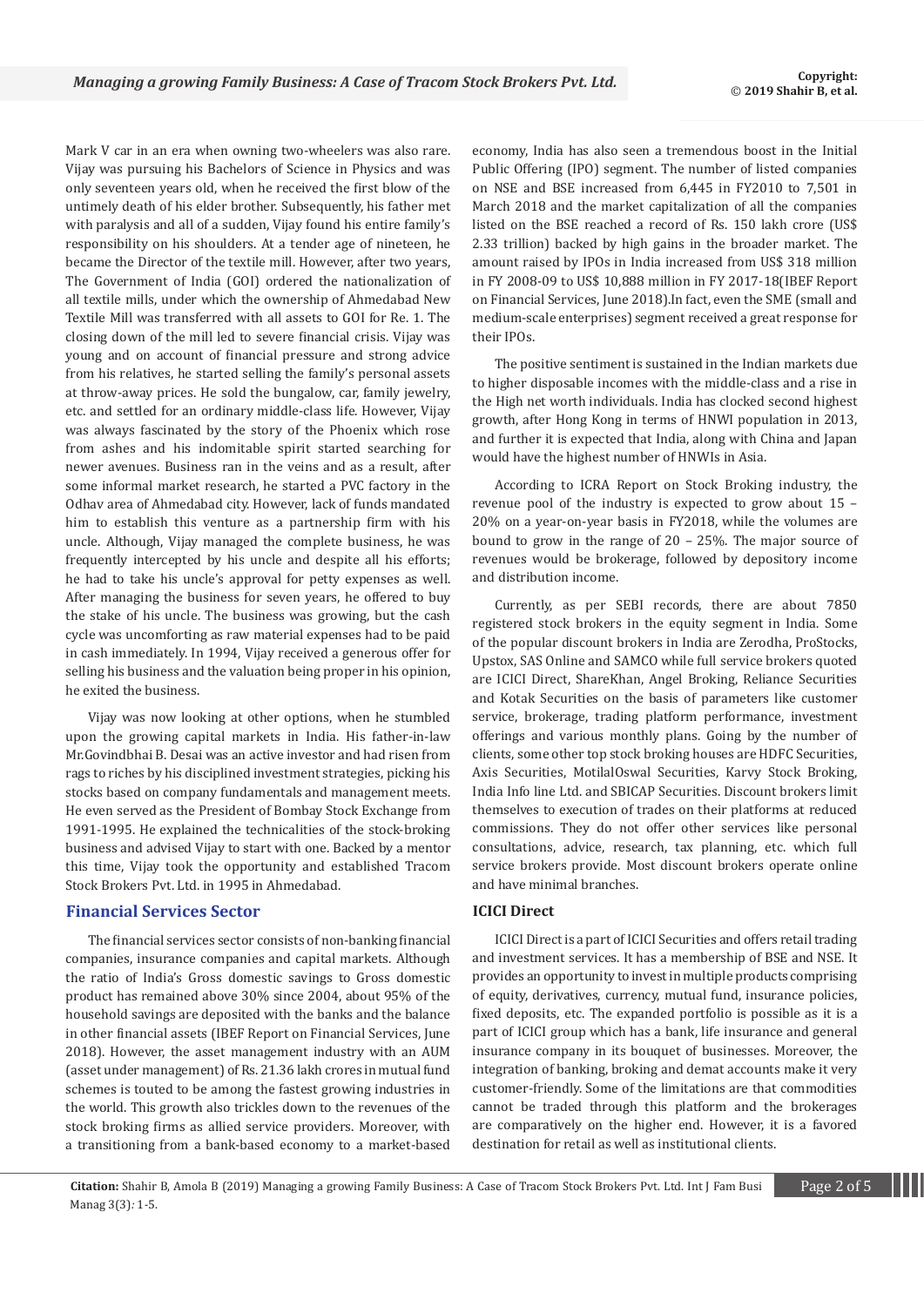Mark V car in an era when owning two-wheelers was also rare. Vijay was pursuing his Bachelors of Science in Physics and was only seventeen years old, when he received the first blow of the untimely death of his elder brother. Subsequently, his father met with paralysis and all of a sudden, Vijay found his entire family's responsibility on his shoulders. At a tender age of nineteen, he became the Director of the textile mill. However, after two years, The Government of India (GOI) ordered the nationalization of all textile mills, under which the ownership of Ahmedabad New Textile Mill was transferred with all assets to GOI for Re. 1. The closing down of the mill led to severe financial crisis. Vijay was young and on account of financial pressure and strong advice from his relatives, he started selling the family's personal assets at throw-away prices. He sold the bungalow, car, family jewelry, etc. and settled for an ordinary middle-class life. However, Vijay was always fascinated by the story of the Phoenix which rose from ashes and his indomitable spirit started searching for newer avenues. Business ran in the veins and as a result, after some informal market research, he started a PVC factory in the Odhav area of Ahmedabad city. However, lack of funds mandated him to establish this venture as a partnership firm with his uncle. Although, Vijay managed the complete business, he was frequently intercepted by his uncle and despite all his efforts; he had to take his uncle's approval for petty expenses as well. After managing the business for seven years, he offered to buy the stake of his uncle. The business was growing, but the cash cycle was uncomforting as raw material expenses had to be paid in cash immediately. In 1994, Vijay received a generous offer for selling his business and the valuation being proper in his opinion, he exited the business.

Vijay was now looking at other options, when he stumbled upon the growing capital markets in India. His father-in-law Mr.Govindbhai B. Desai was an active investor and had risen from rags to riches by his disciplined investment strategies, picking his stocks based on company fundamentals and management meets. He even served as the President of Bombay Stock Exchange from 1991-1995. He explained the technicalities of the stock-broking business and advised Vijay to start with one. Backed by a mentor this time, Vijay took the opportunity and established Tracom Stock Brokers Pvt. Ltd. in 1995 in Ahmedabad.

## Financial Services Sector

The financial services sector consists of non-banking financial companies, insurance companies and capital markets. Although the ratio of India's Gross domestic savings to Gross domestic product has remained above 30% since 2004, about 95% of the household savings are deposited with the banks and the balance in other financial assets (IBEF Report on Financial Services, June 2018). However, the asset management industry with an AUM (asset under management) of Rs. 21.36 lakh crores in mutual fund schemes is touted to be among the fastest growing industries in the world. This growth also trickles down to the revenues of the stock broking firms as allied service providers. Moreover, with a transitioning from a bank-based economy to a market-based economy, India has also seen a tremendous boost in the Initial Public Offering (IPO) segment. The number of listed companies on NSE and BSE increased from 6,445 in FY2010 to 7,501 in March 2018 and the market capitalization of all the companies listed on the BSE reached a record of Rs. 150 lakh crore (US$ 2.33 trillion) backed by high gains in the broader market. The amount raised by IPOs in India increased from US$ 318 million in FY 2008-09 to US$ 10,888 million in FY 2017-18(IBEF Report on Financial Services, June 2018).In fact, even the SME (small and medium-scale enterprises) segment received a great response for their IPOs.

The positive sentiment is sustained in the Indian markets due to higher disposable incomes with the middle-class and a rise in the High net worth individuals. India has clocked second highest growth, after Hong Kong in terms of HNWI population in 2013, and further it is expected that India, along with China and Japan would have the highest number of HNWIs in Asia.

According to ICRA Report on Stock Broking industry, the revenue pool of the industry is expected to grow about 15 – 20% on a year-on-year basis in FY2018, while the volumes are bound to grow in the range of 20 – 25%. The major source of revenues would be brokerage, followed by depository income and distribution income.

Currently, as per SEBI records, there are about 7850 registered stock brokers in the equity segment in India. Some of the popular discount brokers in India are Zerodha, ProStocks, Upstox, SAS Online and SAMCO while full service brokers quoted are ICICI Direct, ShareKhan, Angel Broking, Reliance Securities and Kotak Securities on the basis of parameters like customer service, brokerage, trading platform performance, investment offerings and various monthly plans. Going by the number of clients, some other top stock broking houses are HDFC Securities, Axis Securities, MotilalOswal Securities, Karvy Stock Broking, India Info line Ltd. and SBICAP Securities. Discount brokers limit themselves to execution of trades on their platforms at reduced commissions. They do not offer other services like personal consultations, advice, research, tax planning, etc. which full service brokers provide. Most discount brokers operate online and have minimal branches.

### ICICI Direct

ICICI Direct is a part of ICICI Securities and offers retail trading and investment services. It has a membership of BSE and NSE. It provides an opportunity to invest in multiple products comprising of equity, derivatives, currency, mutual fund, insurance policies, fixed deposits, etc. The expanded portfolio is possible as it is a part of ICICI group which has a bank, life insurance and general insurance company in its bouquet of businesses. Moreover, the integration of banking, broking and demat accounts make it very customer-friendly. Some of the limitations are that commodities cannot be traded through this platform and the brokerages are comparatively on the higher end. However, it is a favored destination for retail as well as institutional clients.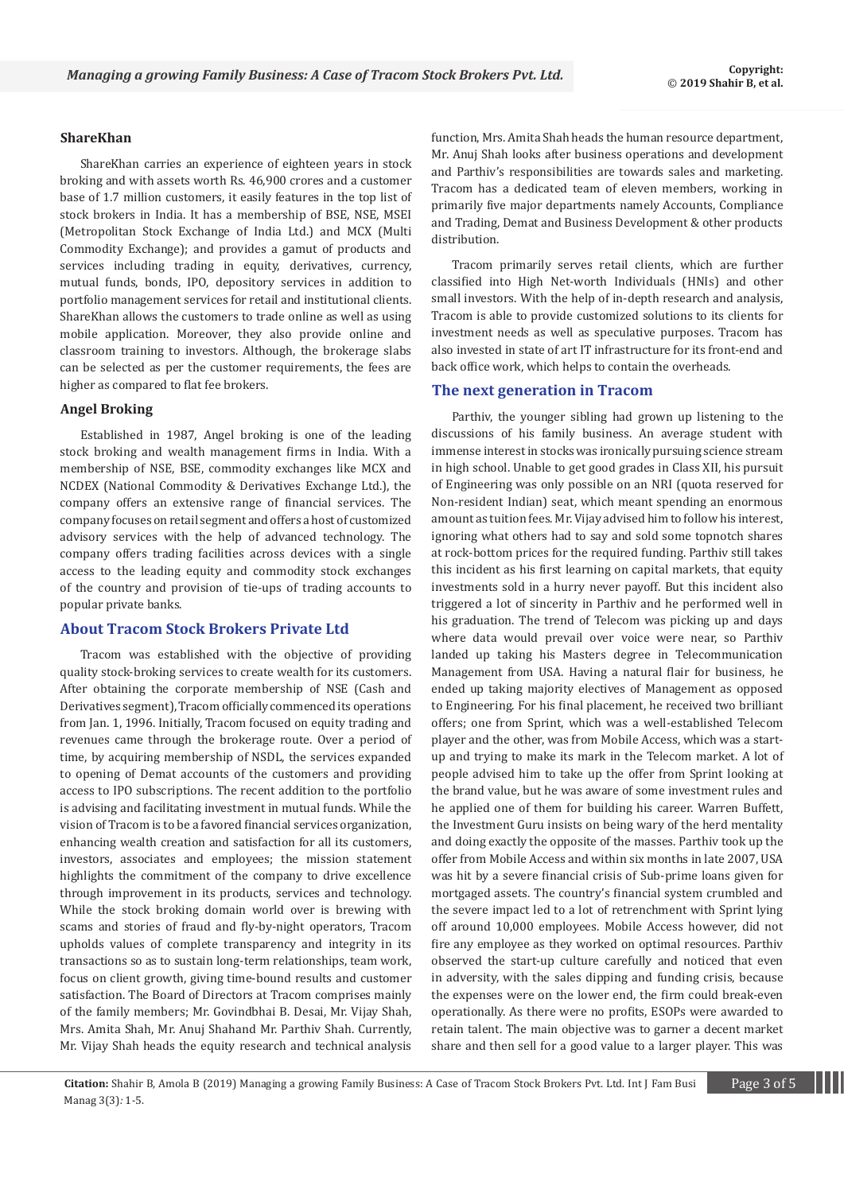### ShareKhan

ShareKhan carries an experience of eighteen years in stock broking and with assets worth Rs. 46,900 crores and a customer base of 1.7 million customers, it easily features in the top list of stock brokers in India. It has a membership of BSE, NSE, MSEI (Metropolitan Stock Exchange of India Ltd.) and MCX (Multi Commodity Exchange); and provides a gamut of products and services including trading in equity, derivatives, currency, mutual funds, bonds, IPO, depository services in addition to portfolio management services for retail and institutional clients. ShareKhan allows the customers to trade online as well as using mobile application. Moreover, they also provide online and classroom training to investors. Although, the brokerage slabs can be selected as per the customer requirements, the fees are higher as compared to flat fee brokers.

### Angel Broking

Established in 1987, Angel broking is one of the leading stock broking and wealth management firms in India. With a membership of NSE, BSE, commodity exchanges like MCX and NCDEX (National Commodity & Derivatives Exchange Ltd.), the company offers an extensive range of financial services. The company focuses on retail segment and offers a host of customized advisory services with the help of advanced technology. The company offers trading facilities across devices with a single access to the leading equity and commodity stock exchanges of the country and provision of tie-ups of trading accounts to popular private banks.

## About Tracom Stock Brokers Private Ltd

Tracom was established with the objective of providing quality stock-broking services to create wealth for its customers. After obtaining the corporate membership of NSE (Cash and Derivatives segment), Tracom officially commenced its operations from Jan. 1, 1996. Initially, Tracom focused on equity trading and revenues came through the brokerage route. Over a period of time, by acquiring membership of NSDL, the services expanded to opening of Demat accounts of the customers and providing access to IPO subscriptions. The recent addition to the portfolio is advising and facilitating investment in mutual funds. While the vision of Tracom is to be a favored financial services organization, enhancing wealth creation and satisfaction for all its customers, investors, associates and employees; the mission statement highlights the commitment of the company to drive excellence through improvement in its products, services and technology. While the stock broking domain world over is brewing with scams and stories of fraud and fly-by-night operators, Tracom upholds values of complete transparency and integrity in its transactions so as to sustain long-term relationships, team work, focus on client growth, giving time-bound results and customer satisfaction. The Board of Directors at Tracom comprises mainly of the family members; Mr. Govindbhai B. Desai, Mr. Vijay Shah, Mrs. Amita Shah, Mr. Anuj Shahand Mr. Parthiv Shah. Currently, Mr. Vijay Shah heads the equity research and technical analysis function, Mrs. Amita Shah heads the human resource department, Mr. Anuj Shah looks after business operations and development and Parthiv's responsibilities are towards sales and marketing. Tracom has a dedicated team of eleven members, working in primarily five major departments namely Accounts, Compliance and Trading, Demat and Business Development & other products distribution.

Tracom primarily serves retail clients, which are further classified into High Net-worth Individuals (HNIs) and other small investors. With the help of in-depth research and analysis, Tracom is able to provide customized solutions to its clients for investment needs as well as speculative purposes. Tracom has also invested in state of art IT infrastructure for its front-end and back office work, which helps to contain the overheads.

## The next generation in Tracom

Parthiv, the younger sibling had grown up listening to the discussions of his family business. An average student with immense interest in stocks was ironically pursuing science stream in high school. Unable to get good grades in Class XII, his pursuit of Engineering was only possible on an NRI (quota reserved for Non-resident Indian) seat, which meant spending an enormous amount as tuition fees. Mr. Vijay advised him to follow his interest, ignoring what others had to say and sold some topnotch shares at rock-bottom prices for the required funding. Parthiv still takes this incident as his first learning on capital markets, that equity investments sold in a hurry never payoff. But this incident also triggered a lot of sincerity in Parthiv and he performed well in his graduation. The trend of Telecom was picking up and days where data would prevail over voice were near, so Parthiv landed up taking his Masters degree in Telecommunication Management from USA. Having a natural flair for business, he ended up taking majority electives of Management as opposed to Engineering. For his final placement, he received two brilliant offers; one from Sprint, which was a well-established Telecom player and the other, was from Mobile Access, which was a start-up and trying to make its mark in the Telecom market. A lot of people advised him to take up the offer from Sprint looking at the brand value, but he was aware of some investment rules and he applied one of them for building his career. Warren Buffett, the Investment Guru insists on being wary of the herd mentality and doing exactly the opposite of the masses. Parthiv took up the offer from Mobile Access and within six months in late 2007, USA was hit by a severe financial crisis of Sub-prime loans given for mortgaged assets. The country's financial system crumbled and the severe impact led to a lot of retrenchment with Sprint lying off around 10,000 employees. Mobile Access however, did not fire any employee as they worked on optimal resources. Parthiv observed the start-up culture carefully and noticed that even in adversity, with the sales dipping and funding crisis, because the expenses were on the lower end, the firm could break-even operationally. As there were no profits, ESOPs were awarded to retain talent. The main objective was to garner a decent market share and then sell for a good value to a larger player. This was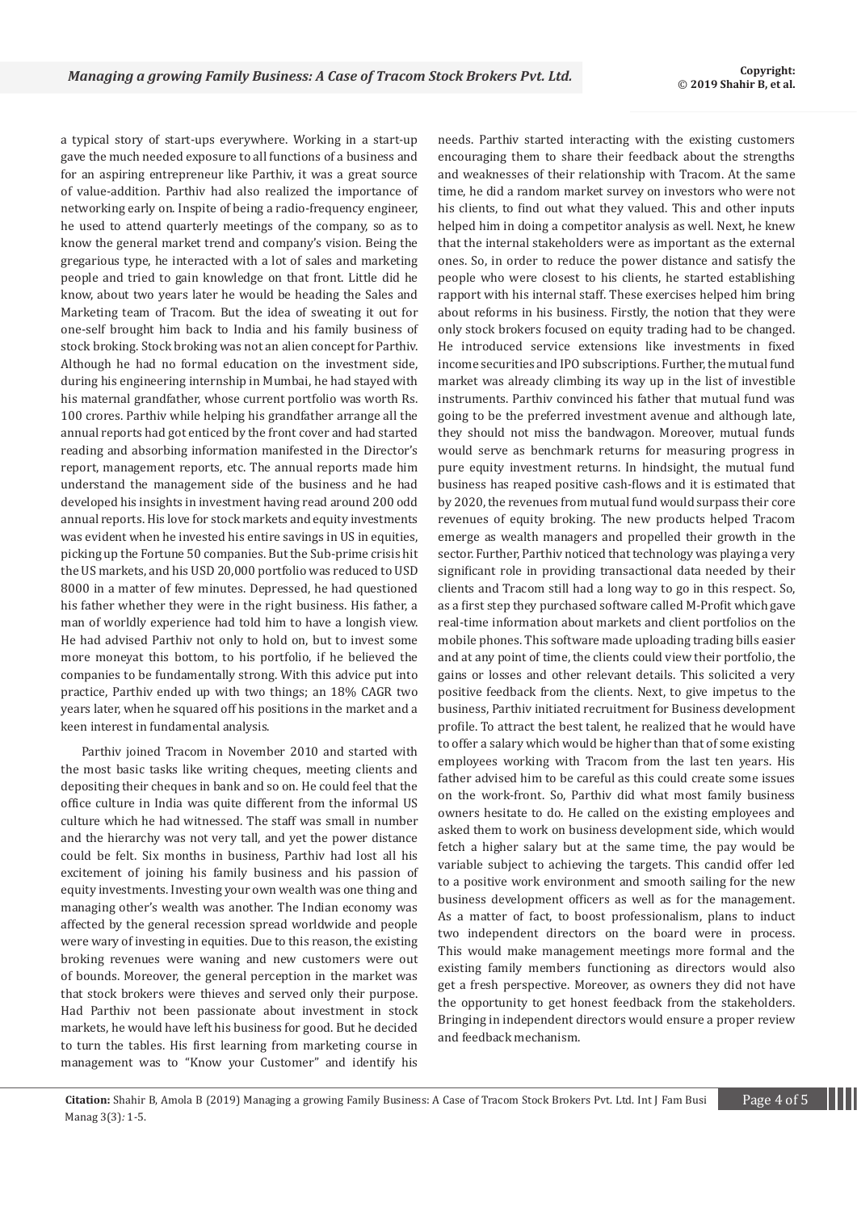a typical story of start-ups everywhere. Working in a start-up gave the much needed exposure to all functions of a business and for an aspiring entrepreneur like Parthiv, it was a great source of value-addition. Parthiv had also realized the importance of networking early on. Inspite of being a radio-frequency engineer, he used to attend quarterly meetings of the company, so as to know the general market trend and company's vision. Being the gregarious type, he interacted with a lot of sales and marketing people and tried to gain knowledge on that front. Little did he know, about two years later he would be heading the Sales and Marketing team of Tracom. But the idea of sweating it out for one-self brought him back to India and his family business of stock broking. Stock broking was not an alien concept for Parthiv. Although he had no formal education on the investment side, during his engineering internship in Mumbai, he had stayed with his maternal grandfather, whose current portfolio was worth Rs. 100 crores. Parthiv while helping his grandfather arrange all the annual reports had got enticed by the front cover and had started reading and absorbing information manifested in the Director's report, management reports, etc. The annual reports made him understand the management side of the business and he had developed his insights in investment having read around 200 odd annual reports. His love for stock markets and equity investments was evident when he invested his entire savings in US in equities, picking up the Fortune 50 companies. But the Sub-prime crisis hit the US markets, and his USD 20,000 portfolio was reduced to USD 8000 in a matter of few minutes. Depressed, he had questioned his father whether they were in the right business. His father, a man of worldly experience had told him to have a longish view. He had advised Parthiv not only to hold on, but to invest some more moneyat this bottom, to his portfolio, if he believed the companies to be fundamentally strong. With this advice put into practice, Parthiv ended up with two things; an 18% CAGR two years later, when he squared off his positions in the market and a keen interest in fundamental analysis.

Parthiv joined Tracom in November 2010 and started with the most basic tasks like writing cheques, meeting clients and depositing their cheques in bank and so on. He could feel that the office culture in India was quite different from the informal US culture which he had witnessed. The staff was small in number and the hierarchy was not very tall, and yet the power distance could be felt. Six months in business, Parthiv had lost all his excitement of joining his family business and his passion of equity investments. Investing your own wealth was one thing and managing other's wealth was another. The Indian economy was affected by the general recession spread worldwide and people were wary of investing in equities. Due to this reason, the existing broking revenues were waning and new customers were out of bounds. Moreover, the general perception in the market was that stock brokers were thieves and served only their purpose. Had Parthiv not been passionate about investment in stock markets, he would have left his business for good. But he decided to turn the tables. His first learning from marketing course in management was to "Know your Customer" and identify his needs. Parthiv started interacting with the existing customers encouraging them to share their feedback about the strengths and weaknesses of their relationship with Tracom. At the same time, he did a random market survey on investors who were not his clients, to find out what they valued. This and other inputs helped him in doing a competitor analysis as well. Next, he knew that the internal stakeholders were as important as the external ones. So, in order to reduce the power distance and satisfy the people who were closest to his clients, he started establishing rapport with his internal staff. These exercises helped him bring about reforms in his business. Firstly, the notion that they were only stock brokers focused on equity trading had to be changed. He introduced service extensions like investments in fixed income securities and IPO subscriptions. Further, the mutual fund market was already climbing its way up in the list of investible instruments. Parthiv convinced his father that mutual fund was going to be the preferred investment avenue and although late, they should not miss the bandwagon. Moreover, mutual funds would serve as benchmark returns for measuring progress in pure equity investment returns. In hindsight, the mutual fund business has reaped positive cash-flows and it is estimated that by 2020, the revenues from mutual fund would surpass their core revenues of equity broking. The new products helped Tracom emerge as wealth managers and propelled their growth in the sector. Further, Parthiv noticed that technology was playing a very significant role in providing transactional data needed by their clients and Tracom still had a long way to go in this respect. So, as a first step they purchased software called M-Profit which gave real-time information about markets and client portfolios on the mobile phones. This software made uploading trading bills easier and at any point of time, the clients could view their portfolio, the gains or losses and other relevant details. This solicited a very positive feedback from the clients. Next, to give impetus to the business, Parthiv initiated recruitment for Business development profile. To attract the best talent, he realized that he would have to offer a salary which would be higher than that of some existing employees working with Tracom from the last ten years. His father advised him to be careful as this could create some issues on the work-front. So, Parthiv did what most family business owners hesitate to do. He called on the existing employees and asked them to work on business development side, which would fetch a higher salary but at the same time, the pay would be variable subject to achieving the targets. This candid offer led to a positive work environment and smooth sailing for the new business development officers as well as for the management. As a matter of fact, to boost professionalism, plans to induct two independent directors on the board were in process. This would make management meetings more formal and the existing family members functioning as directors would also get a fresh perspective. Moreover, as owners they did not have the opportunity to get honest feedback from the stakeholders. Bringing in independent directors would ensure a proper review and feedback mechanism.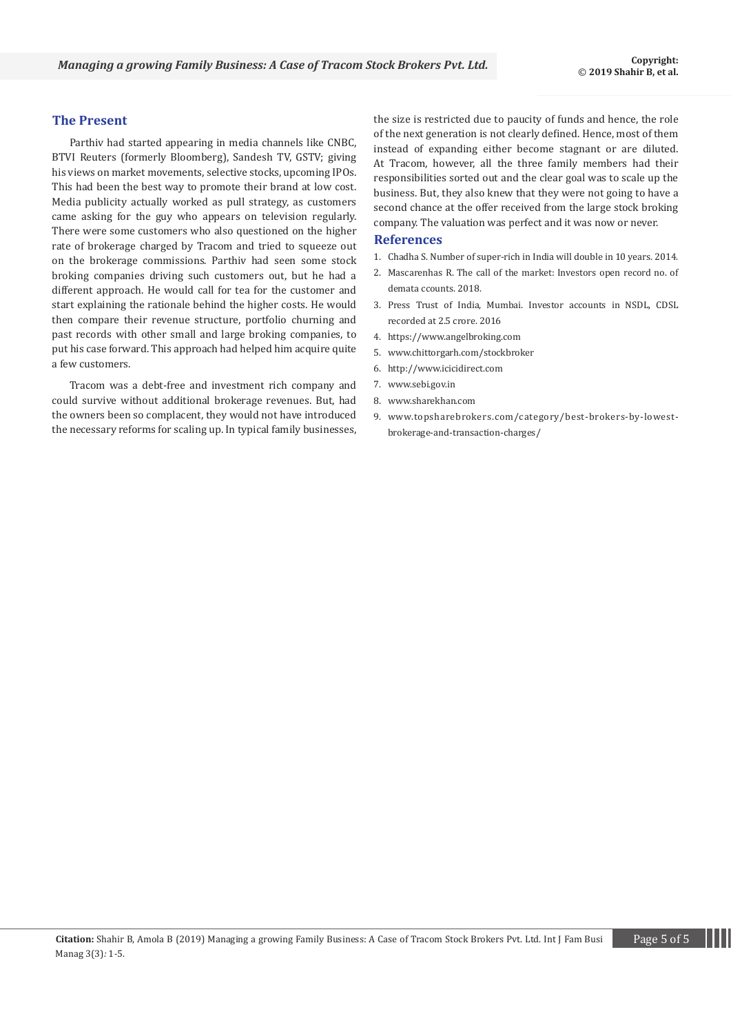## The Present

Parthiv had started appearing in media channels like CNBC, BTVI Reuters (formerly Bloomberg), Sandesh TV, GSTV; giving his views on market movements, selective stocks, upcoming IPOs. This had been the best way to promote their brand at low cost. Media publicity actually worked as pull strategy, as customers came asking for the guy who appears on television regularly. There were some customers who also questioned on the higher rate of brokerage charged by Tracom and tried to squeeze out on the brokerage commissions. Parthiv had seen some stock broking companies driving such customers out, but he had a different approach. He would call for tea for the customer and start explaining the rationale behind the higher costs. He would then compare their revenue structure, portfolio churning and past records with other small and large broking companies, to put his case forward. This approach had helped him acquire quite a few customers.

Tracom was a debt-free and investment rich company and could survive without additional brokerage revenues. But, had the owners been so complacent, they would not have introduced the necessary reforms for scaling up. In typical family businesses, the size is restricted due to paucity of funds and hence, the role of the next generation is not clearly defined. Hence, most of them instead of expanding either become stagnant or are diluted. At Tracom, however, all the three family members had their responsibilities sorted out and the clear goal was to scale up the business. But, they also knew that they were not going to have a second chance at the offer received from the large stock broking company. The valuation was perfect and it was now or never.

## References

1. Chadha S. Number of super-rich in India will double in 10 years. 2014.
2. Mascarenhas R. The call of the market: Investors open record no. of demata ccounts. 2018.
3. Press Trust of India, Mumbai. Investor accounts in NSDL, CDSL recorded at 2.5 crore. 2016
4. https://www.angelbroking.com
5. www.chittorgarh.com/stockbroker
6. http://www.icicidirect.com
7. www.sebi.gov.in
8. www.sharekhan.com
9. www.topsharebrokers.com/category/best-brokers-by-lowest-brokerage-and-transaction-charges/